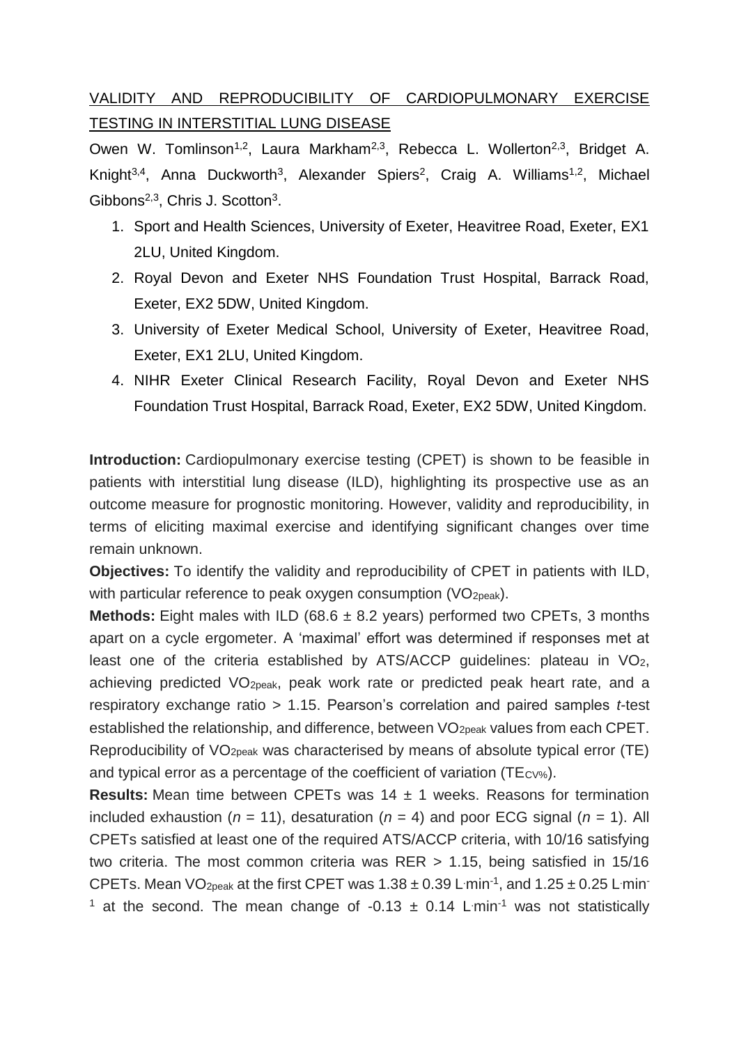# VALIDITY AND REPRODUCIBILITY OF CARDIOPULMONARY EXERCISE TESTING IN INTERSTITIAL LUNG DISEASE

Owen W. Tomlinson[1,2], Laura Markham[2,3], Rebecca L. Wollerton[2,3], Bridget A. Knight[3,4], Anna Duckworth[3], Alexander Spiers[2], Craig A. Williams[1,2], Michael Gibbons[2,3], Chris J. Scotton[3].

1. Sport and Health Sciences, University of Exeter, Heavitree Road, Exeter, EX1 2LU, United Kingdom.
2. Royal Devon and Exeter NHS Foundation Trust Hospital, Barrack Road, Exeter, EX2 5DW, United Kingdom.
3. University of Exeter Medical School, University of Exeter, Heavitree Road, Exeter, EX1 2LU, United Kingdom.
4. NIHR Exeter Clinical Research Facility, Royal Devon and Exeter NHS Foundation Trust Hospital, Barrack Road, Exeter, EX2 5DW, United Kingdom.

**Introduction:** Cardiopulmonary exercise testing (CPET) is shown to be feasible in patients with interstitial lung disease (ILD), highlighting its prospective use as an outcome measure for prognostic monitoring. However, validity and reproducibility, in terms of eliciting maximal exercise and identifying significant changes over time remain unknown.

**Objectives:** To identify the validity and reproducibility of CPET in patients with ILD, with particular reference to peak oxygen consumption ($VO_{2peak}$).

**Methods:** Eight males with ILD (68.6 ± 8.2 years) performed two CPETs, 3 months apart on a cycle ergometer. A 'maximal' effort was determined if responses met at least one of the criteria established by ATS/ACCP guidelines: plateau in $VO_2$, achieving predicted $VO_{2peak}$, peak work rate or predicted peak heart rate, and a respiratory exchange ratio > 1.15. Pearson's correlation and paired samples *t*-test established the relationship, and difference, between $VO_{2peak}$ values from each CPET. Reproducibility of $VO_{2peak}$ was characterised by means of absolute typical error (TE) and typical error as a percentage of the coefficient of variation ($TE_{CV\%}$).

**Results:** Mean time between CPETs was 14 ± 1 weeks. Reasons for termination included exhaustion ($n$ = 11), desaturation ($n$ = 4) and poor ECG signal ($n$ = 1). All CPETs satisfied at least one of the required ATS/ACCP criteria, with 10/16 satisfying two criteria. The most common criteria was RER > 1.15, being satisfied in 15/16 CPETs. Mean $VO_{2peak}$ at the first CPET was $1.38 \pm 0.39$ $L \cdot min^{-1}$, and $1.25 \pm 0.25$ $L \cdot min^{-1}$ at the second. The mean change of $-0.13 \pm 0.14$ $L \cdot min^{-1}$ was not statistically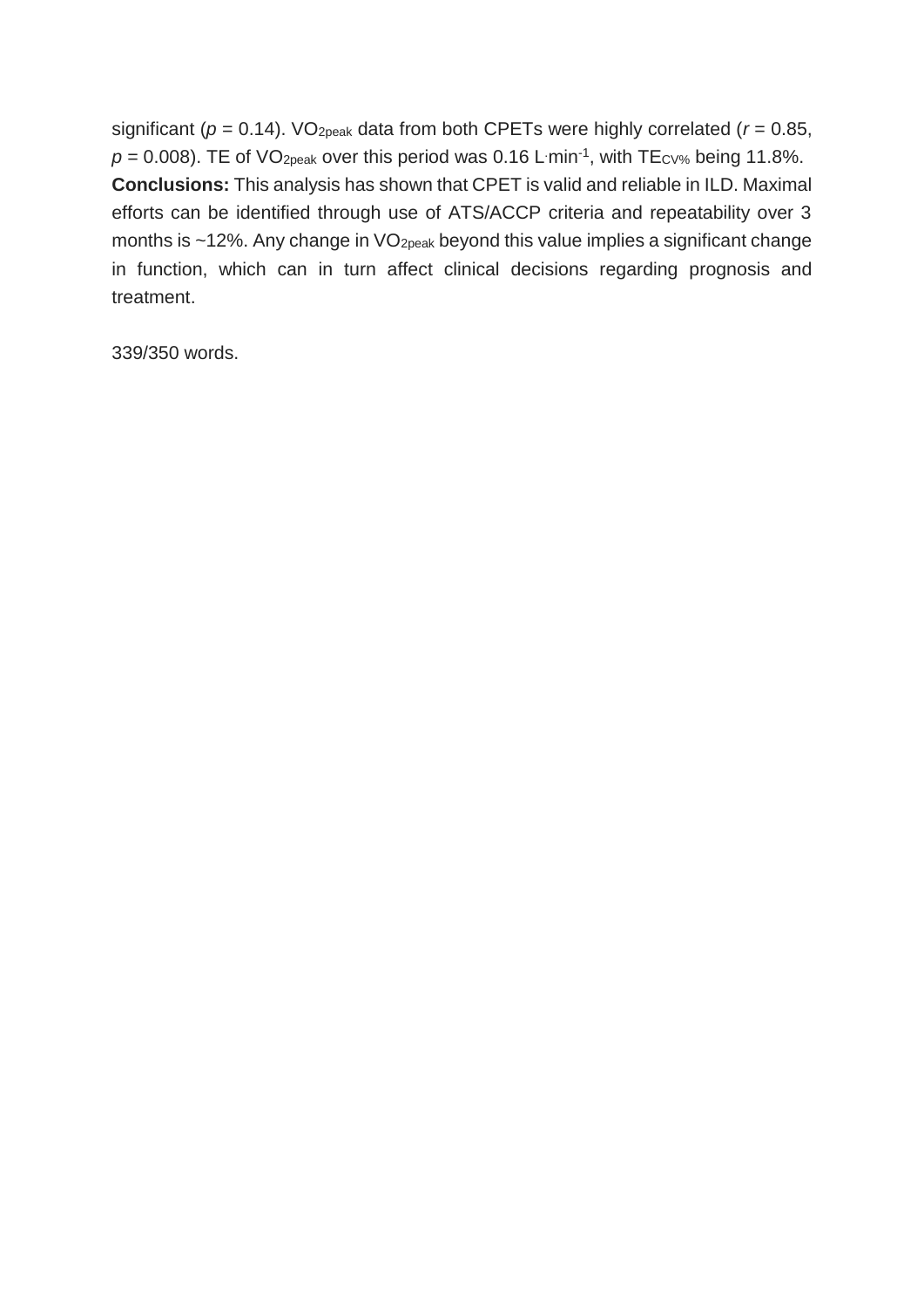significant ($p$ = 0.14). $VO_{2peak}$ data from both CPETs were highly correlated ($r$ = 0.85, $p$ = 0.008). TE of $VO_{2peak}$ over this period was 0.16 $L \cdot min^{-1}$, with $TE_{CV\%}$ being 11.8%.

**Conclusions:** This analysis has shown that CPET is valid and reliable in ILD. Maximal efforts can be identified through use of ATS/ACCP criteria and repeatability over 3 months is ~12%. Any change in $VO_{2peak}$ beyond this value implies a significant change in function, which can in turn affect clinical decisions regarding prognosis and treatment.

339/350 words.